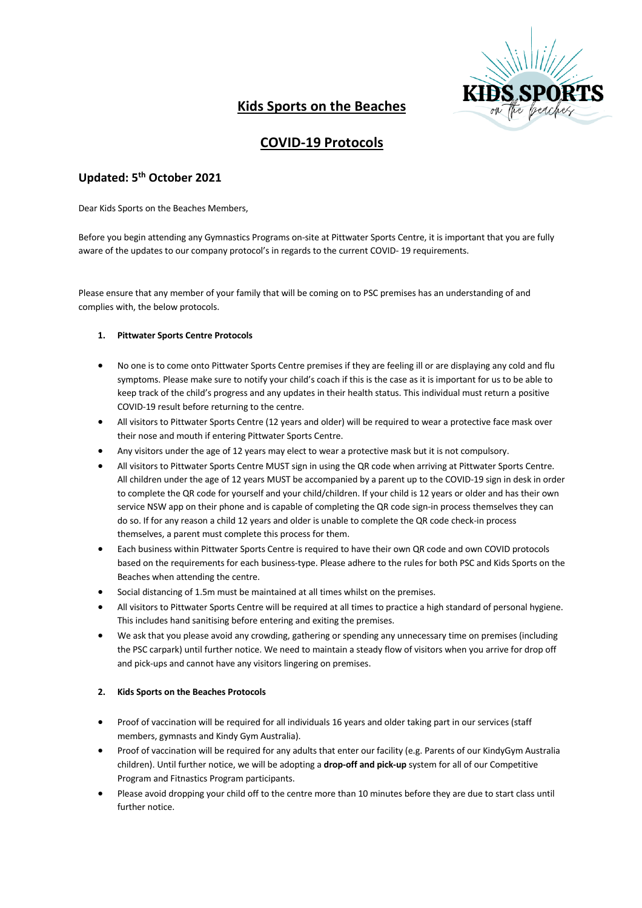# Kids Sports on the Beaches

# COVID-19 Protocols

## Updated: 5th October 2021

Dear Kids Sports on the Beaches Members,

Before you begin attending any Gymnastics Programs on-site at Pittwater Sports Centre, it is important that you are fully aware of the updates to our company protocol's in regards to the current COVID- 19 requirements.

Please ensure that any member of your family that will be coming on to PSC premises has an understanding of and complies with, the below protocols.

1. **Pittwater Sports Centre Protocols**

- No one is to come onto Pittwater Sports Centre premises if they are feeling ill or are displaying any cold and flu symptoms. Please make sure to notify your child's coach if this is the case as it is important for us to be able to keep track of the child's progress and any updates in their health status. This individual must return a positive COVID-19 result before returning to the centre.
- All visitors to Pittwater Sports Centre (12 years and older) will be required to wear a protective face mask over their nose and mouth if entering Pittwater Sports Centre.
- Any visitors under the age of 12 years may elect to wear a protective mask but it is not compulsory.
- All visitors to Pittwater Sports Centre MUST sign in using the QR code when arriving at Pittwater Sports Centre. All children under the age of 12 years MUST be accompanied by a parent up to the COVID-19 sign in desk in order to complete the QR code for yourself and your child/children. If your child is 12 years or older and has their own service NSW app on their phone and is capable of completing the QR code sign-in process themselves they can do so. If for any reason a child 12 years and older is unable to complete the QR code check-in process themselves, a parent must complete this process for them.
- Each business within Pittwater Sports Centre is required to have their own QR code and own COVID protocols based on the requirements for each business-type. Please adhere to the rules for both PSC and Kids Sports on the Beaches when attending the centre.
- Social distancing of 1.5m must be maintained at all times whilst on the premises.
- All visitors to Pittwater Sports Centre will be required at all times to practice a high standard of personal hygiene. This includes hand sanitising before entering and exiting the premises.
- We ask that you please avoid any crowding, gathering or spending any unnecessary time on premises (including the PSC carpark) until further notice. We need to maintain a steady flow of visitors when you arrive for drop off and pick-ups and cannot have any visitors lingering on premises.

2. **Kids Sports on the Beaches Protocols**

- Proof of vaccination will be required for all individuals 16 years and older taking part in our services (staff members, gymnasts and Kindy Gym Australia).
- Proof of vaccination will be required for any adults that enter our facility (e.g. Parents of our KindyGym Australia children). Until further notice, we will be adopting a **drop-off and pick-up** system for all of our Competitive Program and Fitnastics Program participants.
- Please avoid dropping your child off to the centre more than 10 minutes before they are due to start class until further notice.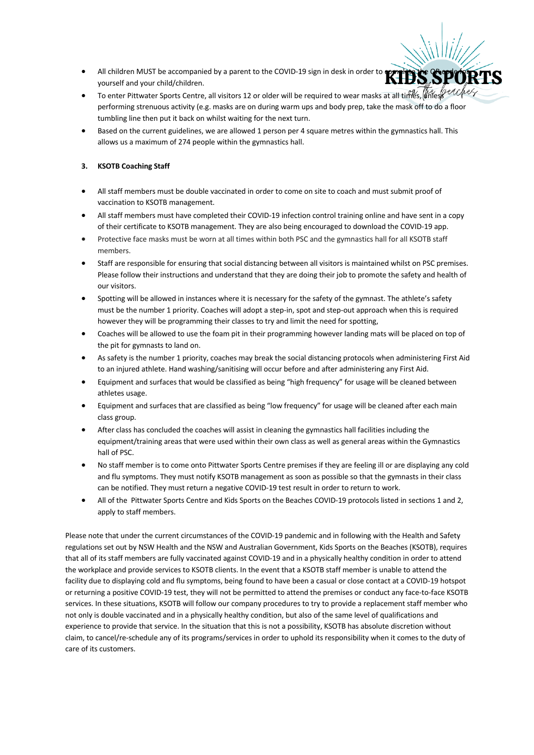- All children MUST be accompanied by a parent to the COVID-19 sign in desk in order to complete the QR code for yourself and your child/children.
- To enter Pittwater Sports Centre, all visitors 12 or older will be required to wear masks at all times, unless performing strenuous activity (e.g. masks are on during warm ups and body prep, take the mask off to do a floor tumbling line then put it back on whilst waiting for the next turn.
- Based on the current guidelines, we are allowed 1 person per 4 square metres within the gymnastics hall. This allows us a maximum of 274 people within the gymnastics hall.

### 3. KSOTB Coaching Staff

- All staff members must be double vaccinated in order to come on site to coach and must submit proof of vaccination to KSOTB management.
- All staff members must have completed their COVID-19 infection control training online and have sent in a copy of their certificate to KSOTB management. They are also being encouraged to download the COVID-19 app.
- Protective face masks must be worn at all times within both PSC and the gymnastics hall for all KSOTB staff members.
- Staff are responsible for ensuring that social distancing between all visitors is maintained whilst on PSC premises. Please follow their instructions and understand that they are doing their job to promote the safety and health of our visitors.
- Spotting will be allowed in instances where it is necessary for the safety of the gymnast. The athlete's safety must be the number 1 priority. Coaches will adopt a step-in, spot and step-out approach when this is required however they will be programming their classes to try and limit the need for spotting,
- Coaches will be allowed to use the foam pit in their programming however landing mats will be placed on top of the pit for gymnasts to land on.
- As safety is the number 1 priority, coaches may break the social distancing protocols when administering First Aid to an injured athlete. Hand washing/sanitising will occur before and after administering any First Aid.
- Equipment and surfaces that would be classified as being "high frequency" for usage will be cleaned between athletes usage.
- Equipment and surfaces that are classified as being "low frequency" for usage will be cleaned after each main class group.
- After class has concluded the coaches will assist in cleaning the gymnastics hall facilities including the equipment/training areas that were used within their own class as well as general areas within the Gymnastics hall of PSC.
- No staff member is to come onto Pittwater Sports Centre premises if they are feeling ill or are displaying any cold and flu symptoms. They must notify KSOTB management as soon as possible so that the gymnasts in their class can be notified. They must return a negative COVID-19 test result in order to return to work.
- All of the Pittwater Sports Centre and Kids Sports on the Beaches COVID-19 protocols listed in sections 1 and 2, apply to staff members.

Please note that under the current circumstances of the COVID-19 pandemic and in following with the Health and Safety regulations set out by NSW Health and the NSW and Australian Government, Kids Sports on the Beaches (KSOTB), requires that all of its staff members are fully vaccinated against COVID-19 and in a physically healthy condition in order to attend the workplace and provide services to KSOTB clients. In the event that a KSOTB staff member is unable to attend the facility due to displaying cold and flu symptoms, being found to have been a casual or close contact at a COVID-19 hotspot or returning a positive COVID-19 test, they will not be permitted to attend the premises or conduct any face-to-face KSOTB services. In these situations, KSOTB will follow our company procedures to try to provide a replacement staff member who not only is double vaccinated and in a physically healthy condition, but also of the same level of qualifications and experience to provide that service. In the situation that this is not a possibility, KSOTB has absolute discretion without claim, to cancel/re-schedule any of its programs/services in order to uphold its responsibility when it comes to the duty of care of its customers.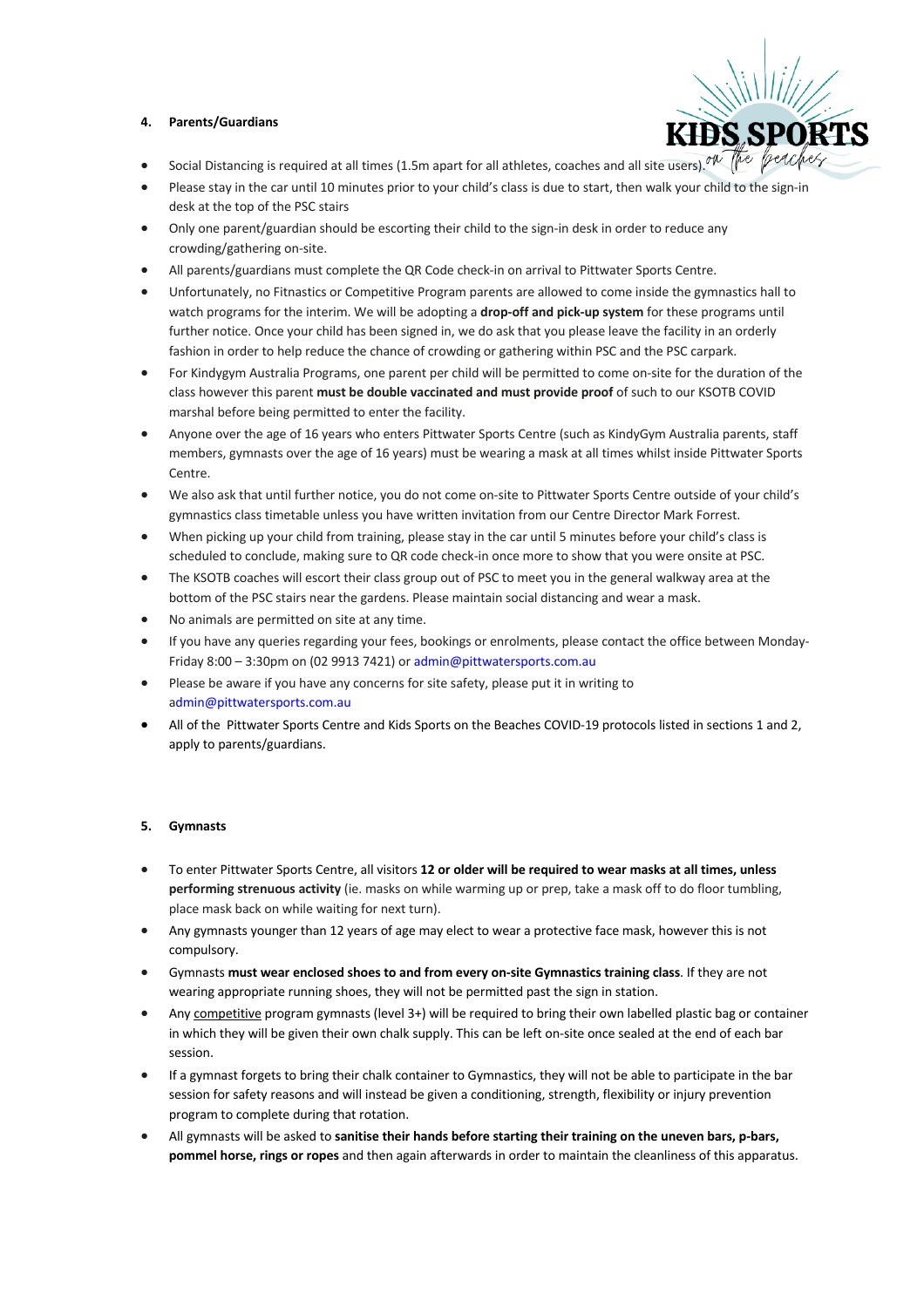## 4. Parents/Guardians

- Social Distancing is required at all times (1.5m apart for all athletes, coaches and all site users).
- Please stay in the car until 10 minutes prior to your child's class is due to start, then walk your child to the sign-in desk at the top of the PSC stairs
- Only one parent/guardian should be escorting their child to the sign-in desk in order to reduce any crowding/gathering on-site.
- All parents/guardians must complete the QR Code check-in on arrival to Pittwater Sports Centre.
- Unfortunately, no Fitnastics or Competitive Program parents are allowed to come inside the gymnastics hall to watch programs for the interim. We will be adopting a **drop-off and pick-up system** for these programs until further notice. Once your child has been signed in, we do ask that you please leave the facility in an orderly fashion in order to help reduce the chance of crowding or gathering within PSC and the PSC carpark.
- For Kindygym Australia Programs, one parent per child will be permitted to come on-site for the duration of the class however this parent **must be double vaccinated and must provide proof** of such to our KSOTB COVID marshal before being permitted to enter the facility.
- Anyone over the age of 16 years who enters Pittwater Sports Centre (such as KindyGym Australia parents, staff members, gymnasts over the age of 16 years) must be wearing a mask at all times whilst inside Pittwater Sports Centre.
- We also ask that until further notice, you do not come on-site to Pittwater Sports Centre outside of your child's gymnastics class timetable unless you have written invitation from our Centre Director Mark Forrest.
- When picking up your child from training, please stay in the car until 5 minutes before your child's class is scheduled to conclude, making sure to QR code check-in once more to show that you were onsite at PSC.
- The KSOTB coaches will escort their class group out of PSC to meet you in the general walkway area at the bottom of the PSC stairs near the gardens. Please maintain social distancing and wear a mask.
- No animals are permitted on site at any time.
- If you have any queries regarding your fees, bookings or enrolments, please contact the office between Monday-Friday 8:00 – 3:30pm on (02 9913 7421) or admin@pittwatersports.com.au
- Please be aware if you have any concerns for site safety, please put it in writing to admin@pittwatersports.com.au
- All of the Pittwater Sports Centre and Kids Sports on the Beaches COVID-19 protocols listed in sections 1 and 2, apply to parents/guardians.

## 5. Gymnasts

- To enter Pittwater Sports Centre, all visitors **12 or older will be required to wear masks at all times, unless performing strenuous activity** (ie. masks on while warming up or prep, take a mask off to do floor tumbling, place mask back on while waiting for next turn).
- Any gymnasts younger than 12 years of age may elect to wear a protective face mask, however this is not compulsory.
- Gymnasts **must wear enclosed shoes to and from every on-site Gymnastics training class**. If they are not wearing appropriate running shoes, they will not be permitted past the sign in station.
- Any competitive program gymnasts (level 3+) will be required to bring their own labelled plastic bag or container in which they will be given their own chalk supply. This can be left on-site once sealed at the end of each bar session.
- If a gymnast forgets to bring their chalk container to Gymnastics, they will not be able to participate in the bar session for safety reasons and will instead be given a conditioning, strength, flexibility or injury prevention program to complete during that rotation.
- All gymnasts will be asked to **sanitise their hands before starting their training on the uneven bars, p-bars, pommel horse, rings or ropes** and then again afterwards in order to maintain the cleanliness of this apparatus.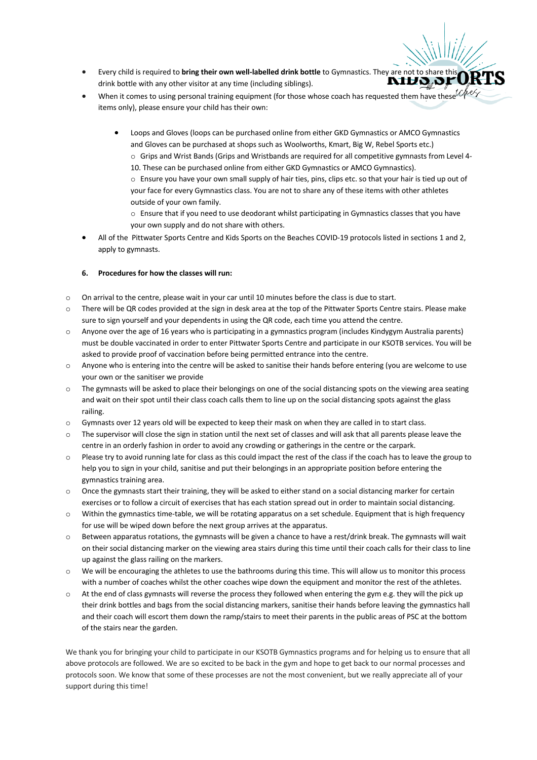- Every child is required to **bring their own well-labelled drink bottle** to Gymnastics. They are not to share this drink bottle with any other visitor at any time (including siblings).
- When it comes to using personal training equipment (for those whose coach has requested them have these items only), please ensure your child has their own:
    - Loops and Gloves (loops can be purchased online from either GKD Gymnastics or AMCO Gymnastics and Gloves can be purchased at shops such as Woolworths, Kmart, Big W, Rebel Sports etc.)
        - Grips and Wrist Bands (Grips and Wristbands are required for all competitive gymnasts from Level 4-10. These can be purchased online from either GKD Gymnastics or AMCO Gymnastics).
        - Ensure you have your own small supply of hair ties, pins, clips etc. so that your hair is tied up out of your face for every Gymnastics class. You are not to share any of these items with other athletes outside of your own family.
        - Ensure that if you need to use deodorant whilst participating in Gymnastics classes that you have your own supply and do not share with others.
- All of the Pittwater Sports Centre and Kids Sports on the Beaches COVID-19 protocols listed in sections 1 and 2, apply to gymnasts.

### 6. Procedures for how the classes will run:

- On arrival to the centre, please wait in your car until 10 minutes before the class is due to start.
- There will be QR codes provided at the sign in desk area at the top of the Pittwater Sports Centre stairs. Please make sure to sign yourself and your dependents in using the QR code, each time you attend the centre.
- Anyone over the age of 16 years who is participating in a gymnastics program (includes Kindygym Australia parents) must be double vaccinated in order to enter Pittwater Sports Centre and participate in our KSOTB services. You will be asked to provide proof of vaccination before being permitted entrance into the centre.
- Anyone who is entering into the centre will be asked to sanitise their hands before entering (you are welcome to use your own or the sanitiser we provide
- The gymnasts will be asked to place their belongings on one of the social distancing spots on the viewing area seating and wait on their spot until their class coach calls them to line up on the social distancing spots against the glass railing.
- Gymnasts over 12 years old will be expected to keep their mask on when they are called in to start class.
- The supervisor will close the sign in station until the next set of classes and will ask that all parents please leave the centre in an orderly fashion in order to avoid any crowding or gatherings in the centre or the carpark.
- Please try to avoid running late for class as this could impact the rest of the class if the coach has to leave the group to help you to sign in your child, sanitise and put their belongings in an appropriate position before entering the gymnastics training area.
- Once the gymnasts start their training, they will be asked to either stand on a social distancing marker for certain exercises or to follow a circuit of exercises that has each station spread out in order to maintain social distancing.
- Within the gymnastics time-table, we will be rotating apparatus on a set schedule. Equipment that is high frequency for use will be wiped down before the next group arrives at the apparatus.
- Between apparatus rotations, the gymnasts will be given a chance to have a rest/drink break. The gymnasts will wait on their social distancing marker on the viewing area stairs during this time until their coach calls for their class to line up against the glass railing on the markers.
- We will be encouraging the athletes to use the bathrooms during this time. This will allow us to monitor this process with a number of coaches whilst the other coaches wipe down the equipment and monitor the rest of the athletes.
- At the end of class gymnasts will reverse the process they followed when entering the gym e.g. they will the pick up their drink bottles and bags from the social distancing markers, sanitise their hands before leaving the gymnastics hall and their coach will escort them down the ramp/stairs to meet their parents in the public areas of PSC at the bottom of the stairs near the garden.

We thank you for bringing your child to participate in our KSOTB Gymnastics programs and for helping us to ensure that all above protocols are followed. We are so excited to be back in the gym and hope to get back to our normal processes and protocols soon. We know that some of these processes are not the most convenient, but we really appreciate all of your support during this time!